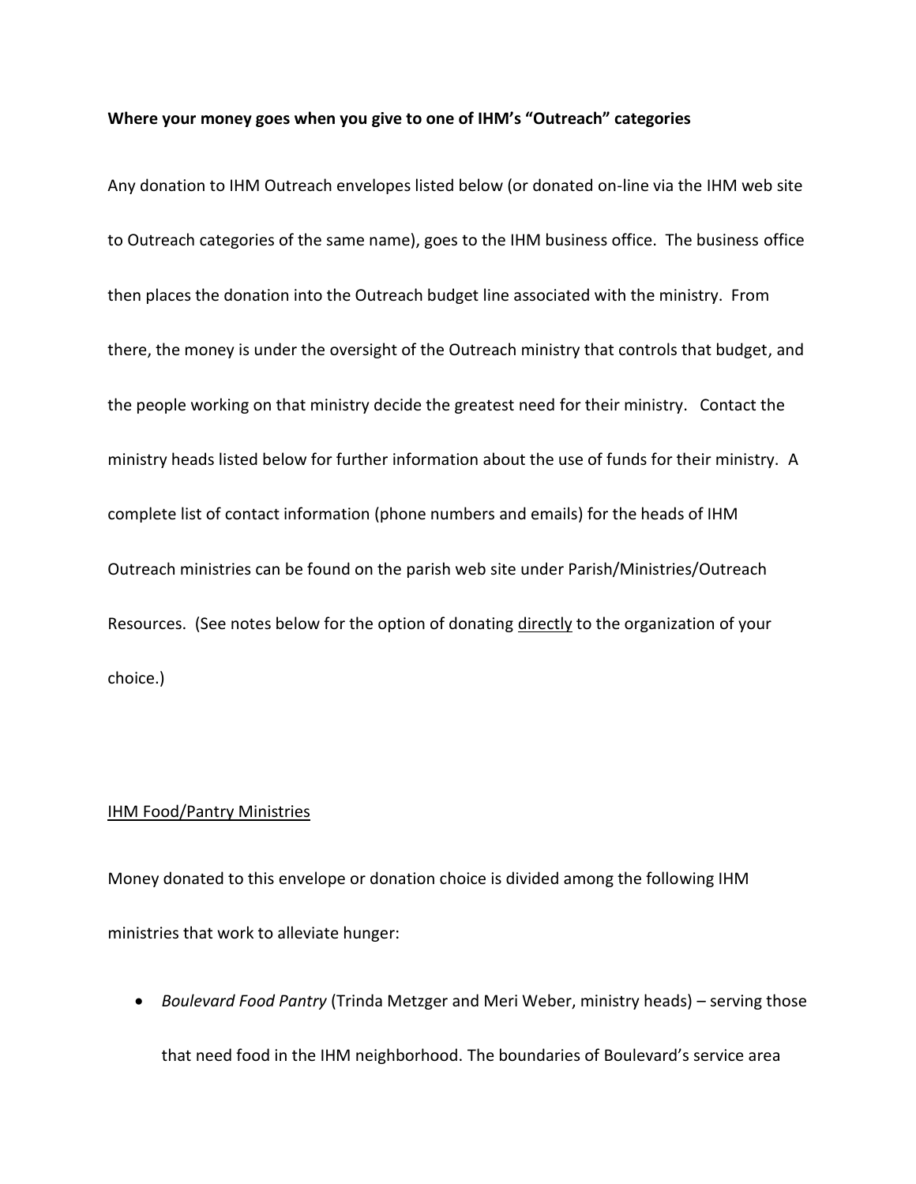**Where your money goes when you give to one of IHM's "Outreach" categories**

Any donation to IHM Outreach envelopes listed below (or donated on-line via the IHM web site to Outreach categories of the same name), goes to the IHM business office. The business office then places the donation into the Outreach budget line associated with the ministry. From there, the money is under the oversight of the Outreach ministry that controls that budget, and the people working on that ministry decide the greatest need for their ministry. Contact the ministry heads listed below for further information about the use of funds for their ministry. A complete list of contact information (phone numbers and emails) for the heads of IHM Outreach ministries can be found on the parish web site under Parish/Ministries/Outreach Resources. (See notes below for the option of donating <u>directly</u> to the organization of your choice.)

<u>IHM Food/Pantry Ministries</u>

Money donated to this envelope or donation choice is divided among the following IHM ministries that work to alleviate hunger:

- *Boulevard Food Pantry* (Trinda Metzger and Meri Weber, ministry heads) – serving those that need food in the IHM neighborhood. The boundaries of Boulevard's service area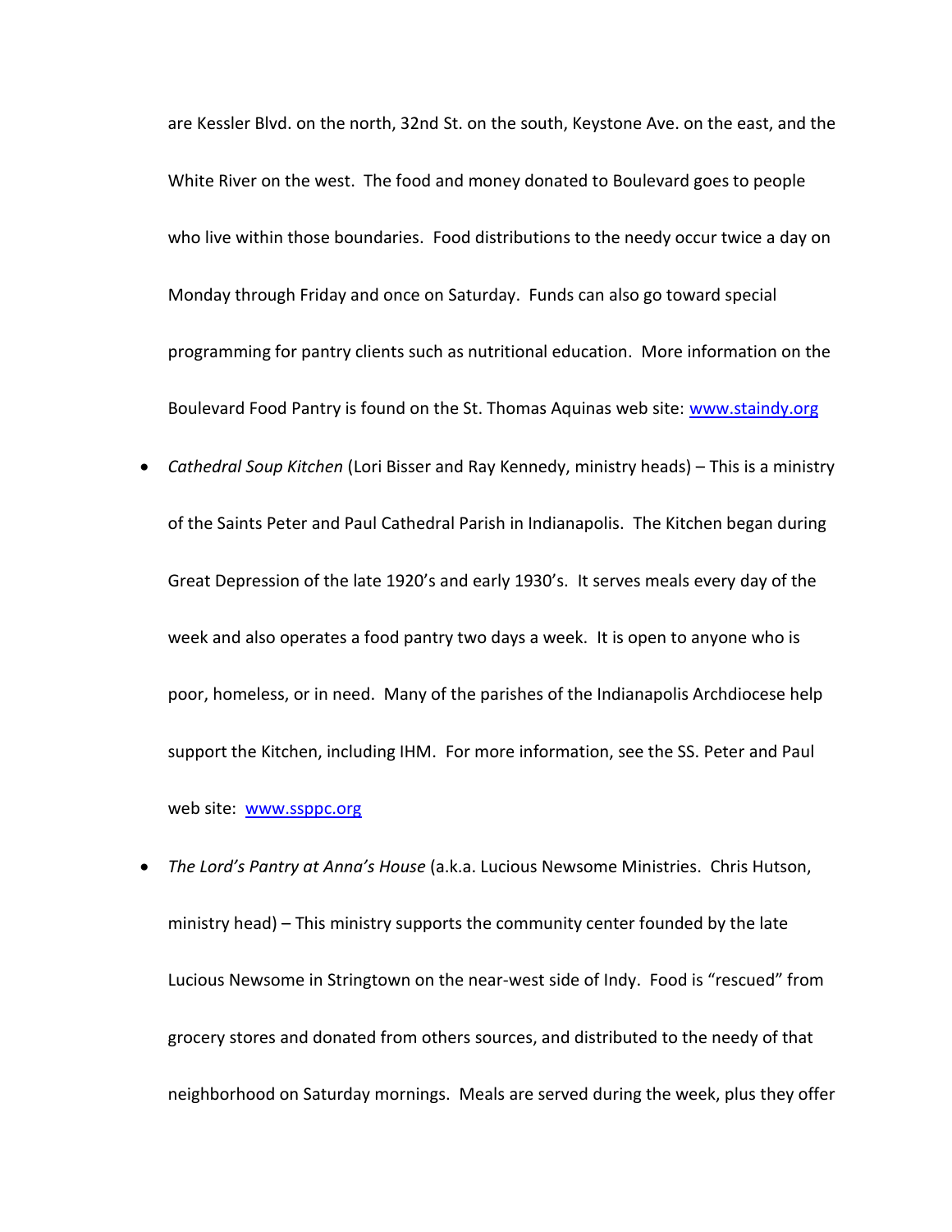are Kessler Blvd. on the north, 32nd St. on the south, Keystone Ave. on the east, and the White River on the west. The food and money donated to Boulevard goes to people who live within those boundaries. Food distributions to the needy occur twice a day on Monday through Friday and once on Saturday. Funds can also go toward special programming for pantry clients such as nutritional education. More information on the Boulevard Food Pantry is found on the St. Thomas Aquinas web site: www.staindy.org

- *Cathedral Soup Kitchen* (Lori Bisser and Ray Kennedy, ministry heads) – This is a ministry of the Saints Peter and Paul Cathedral Parish in Indianapolis. The Kitchen began during Great Depression of the late 1920's and early 1930's. It serves meals every day of the week and also operates a food pantry two days a week. It is open to anyone who is poor, homeless, or in need. Many of the parishes of the Indianapolis Archdiocese help support the Kitchen, including IHM. For more information, see the SS. Peter and Paul web site: www.ssppc.org
- *The Lord's Pantry at Anna's House* (a.k.a. Lucious Newsome Ministries. Chris Hutson, ministry head) – This ministry supports the community center founded by the late Lucious Newsome in Stringtown on the near-west side of Indy. Food is "rescued" from grocery stores and donated from others sources, and distributed to the needy of that neighborhood on Saturday mornings. Meals are served during the week, plus they offer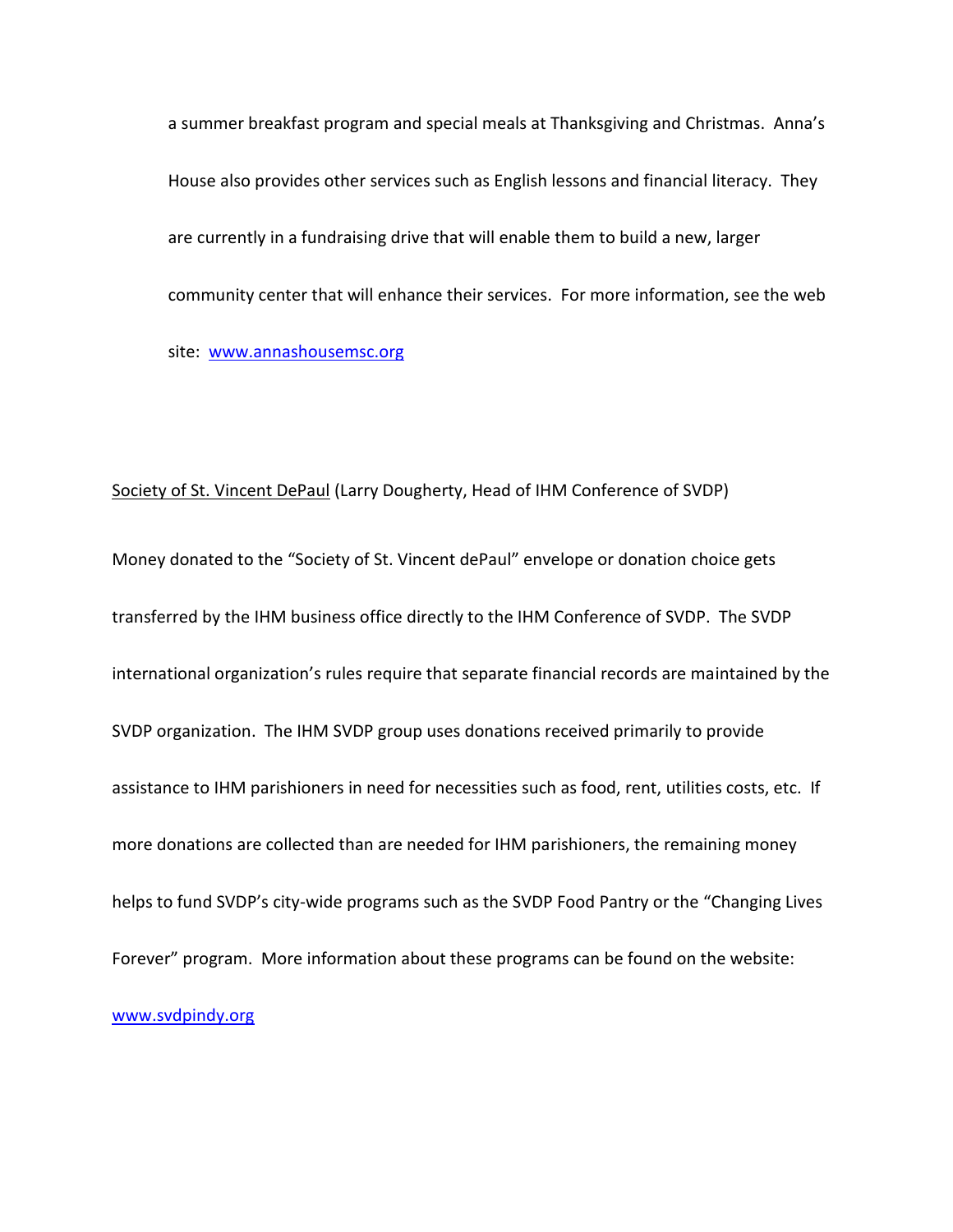a summer breakfast program and special meals at Thanksgiving and Christmas. Anna's House also provides other services such as English lessons and financial literacy. They are currently in a fundraising drive that will enable them to build a new, larger community center that will enhance their services. For more information, see the web site: [www.annashousemsc.org](http://www.annashousemsc.org)

Society of St. Vincent DePaul (Larry Dougherty, Head of IHM Conference of SVDP)

Money donated to the "Society of St. Vincent dePaul" envelope or donation choice gets transferred by the IHM business office directly to the IHM Conference of SVDP. The SVDP international organization's rules require that separate financial records are maintained by the SVDP organization. The IHM SVDP group uses donations received primarily to provide assistance to IHM parishioners in need for necessities such as food, rent, utilities costs, etc. If more donations are collected than are needed for IHM parishioners, the remaining money helps to fund SVDP's city-wide programs such as the SVDP Food Pantry or the "Changing Lives Forever" program. More information about these programs can be found on the website: [www.svdpindy.org](http://www.svdpindy.org)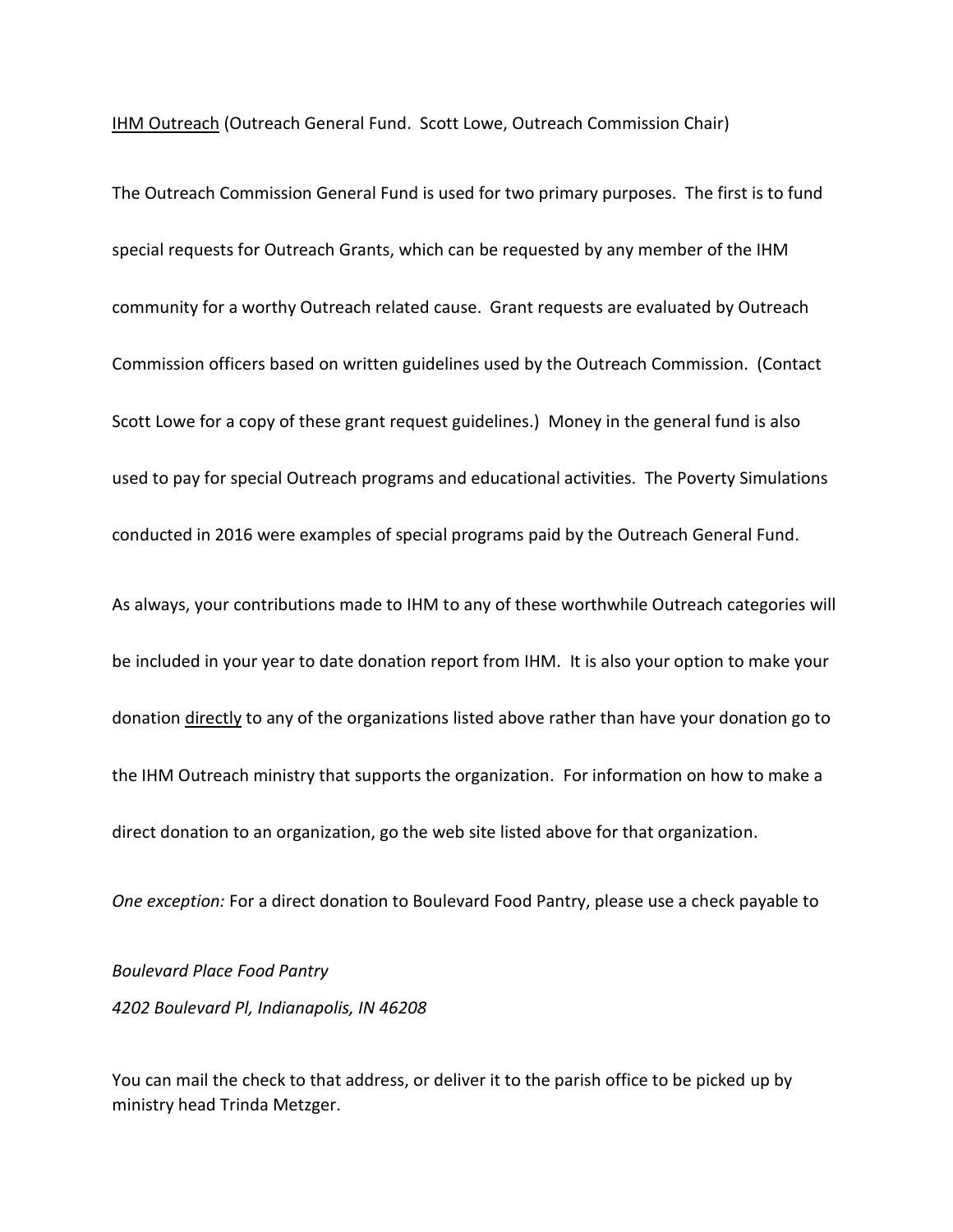<u>IHM Outreach</u> (Outreach General Fund. Scott Lowe, Outreach Commission Chair)

The Outreach Commission General Fund is used for two primary purposes. The first is to fund special requests for Outreach Grants, which can be requested by any member of the IHM community for a worthy Outreach related cause. Grant requests are evaluated by Outreach Commission officers based on written guidelines used by the Outreach Commission. (Contact Scott Lowe for a copy of these grant request guidelines.) Money in the general fund is also used to pay for special Outreach programs and educational activities. The Poverty Simulations conducted in 2016 were examples of special programs paid by the Outreach General Fund.

As always, your contributions made to IHM to any of these worthwhile Outreach categories will be included in your year to date donation report from IHM. It is also your option to make your donation <u>directly</u> to any of the organizations listed above rather than have your donation go to the IHM Outreach ministry that supports the organization. For information on how to make a direct donation to an organization, go the web site listed above for that organization.

*One exception:* For a direct donation to Boulevard Food Pantry, please use a check payable to

*Boulevard Place Food Pantry*
*4202 Boulevard Pl, Indianapolis, IN 46208*

You can mail the check to that address, or deliver it to the parish office to be picked up by ministry head Trinda Metzger.